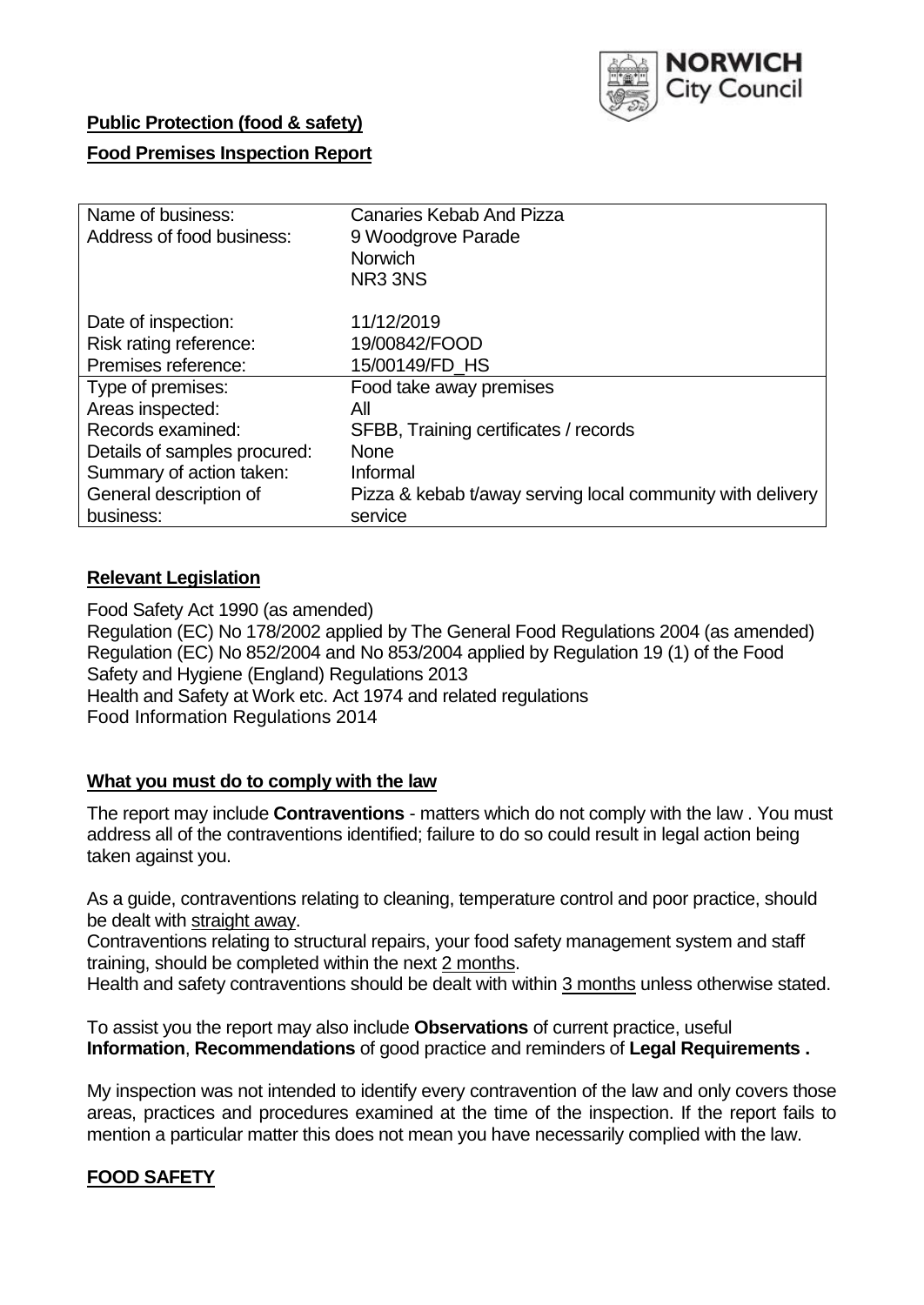**Public Protection (food & safety)**

**Food Premises Inspection Report**

| Name of business: | Canaries Kebab And Pizza |
|---|---|
| Address of food business: | 9 Woodgrove Parade<br>Norwich<br>NR3 3NS |
| Date of inspection: | 11/12/2019 |
| Risk rating reference: | 19/00842/FOOD |
| Premises reference: | 15/00149/FD_HS |
| Type of premises: | Food take away premises |
| Areas inspected: | All |
| Records examined: | SFBB, Training certificates / records |
| Details of samples procured: | None |
| Summary of action taken: | Informal |
| General description of business: | Pizza & kebab t/away serving local community with delivery service |

## Relevant Legislation

Food Safety Act 1990 (as amended)
Regulation (EC) No 178/2002 applied by The General Food Regulations 2004 (as amended)
Regulation (EC) No 852/2004 and No 853/2004 applied by Regulation 19 (1) of the Food Safety and Hygiene (England) Regulations 2013
Health and Safety at Work etc. Act 1974 and related regulations
Food Information Regulations 2014

## What you must do to comply with the law

The report may include **Contraventions** - matters which do not comply with the law . You must address all of the contraventions identified; failure to do so could result in legal action being taken against you.

As a guide, contraventions relating to cleaning, temperature control and poor practice, should be dealt with straight away.
Contraventions relating to structural repairs, your food safety management system and staff training, should be completed within the next 2 months.
Health and safety contraventions should be dealt with within 3 months unless otherwise stated.

To assist you the report may also include **Observations** of current practice, useful **Information**, **Recommendations** of good practice and reminders of **Legal Requirements .**

My inspection was not intended to identify every contravention of the law and only covers those areas, practices and procedures examined at the time of the inspection. If the report fails to mention a particular matter this does not mean you have necessarily complied with the law.

## FOOD SAFETY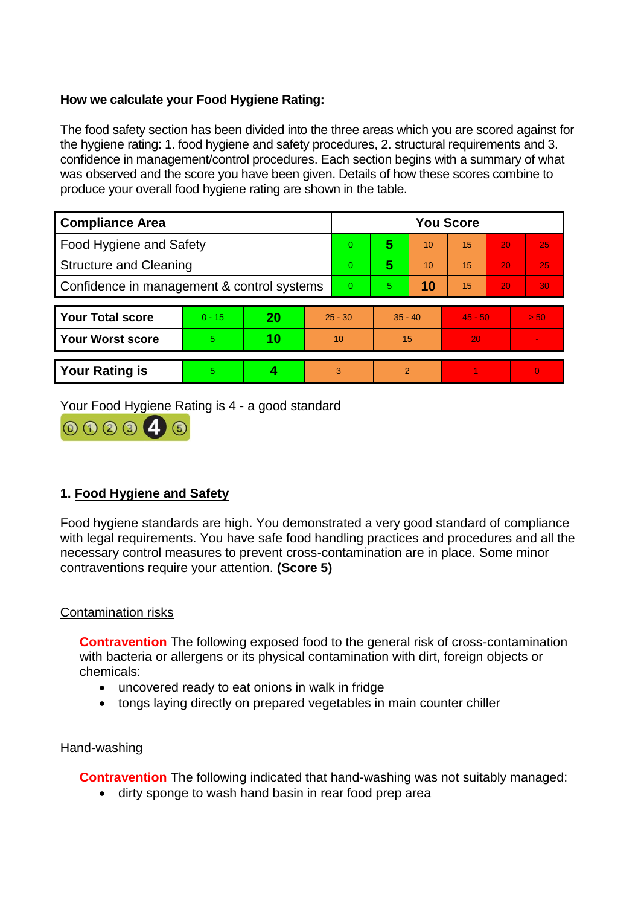**How we calculate your Food Hygiene Rating:**

The food safety section has been divided into the three areas which you are scored against for the hygiene rating: 1. food hygiene and safety procedures, 2. structural requirements and 3. confidence in management/control procedures. Each section begins with a summary of what was observed and the score you have been given. Details of how these scores combine to produce your overall food hygiene rating are shown in the table.

| Compliance Area | You Score | | | | | |
|---|---|---|---|---|---|---|
| Food Hygiene and Safety | 0 | **5** | 10 | 15 | 20 | 25 |
| Structure and Cleaning | 0 | **5** | 10 | 15 | 20 | 25 |
| Confidence in management & control systems | 0 | 5 | **10** | 15 | 20 | 30 |

| | | | | | | |
|---|---|---|---|---|---|---|
| **Your Total score** | 0 - 15 | **20** | 25 - 30 | 35 - 40 | 45 - 50 | > 50 |
| **Your Worst score** | 5 | **10** | 10 | 15 | 20 | - |

| | | | | | | |
|---|---|---|---|---|---|---|
| **Your Rating is** | 5 | **4** | 3 | 2 | 1 | 0 |

Your Food Hygiene Rating is 4 - a good standard

## 1. Food Hygiene and Safety

Food hygiene standards are high. You demonstrated a very good standard of compliance with legal requirements. You have safe food handling practices and procedures and all the necessary control measures to prevent cross-contamination are in place. Some minor contraventions require your attention. **(Score 5)**

### Contamination risks

**Contravention** The following exposed food to the general risk of cross-contamination with bacteria or allergens or its physical contamination with dirt, foreign objects or chemicals:

- uncovered ready to eat onions in walk in fridge
- tongs laying directly on prepared vegetables in main counter chiller

### Hand-washing

**Contravention** The following indicated that hand-washing was not suitably managed:

- dirty sponge to wash hand basin in rear food prep area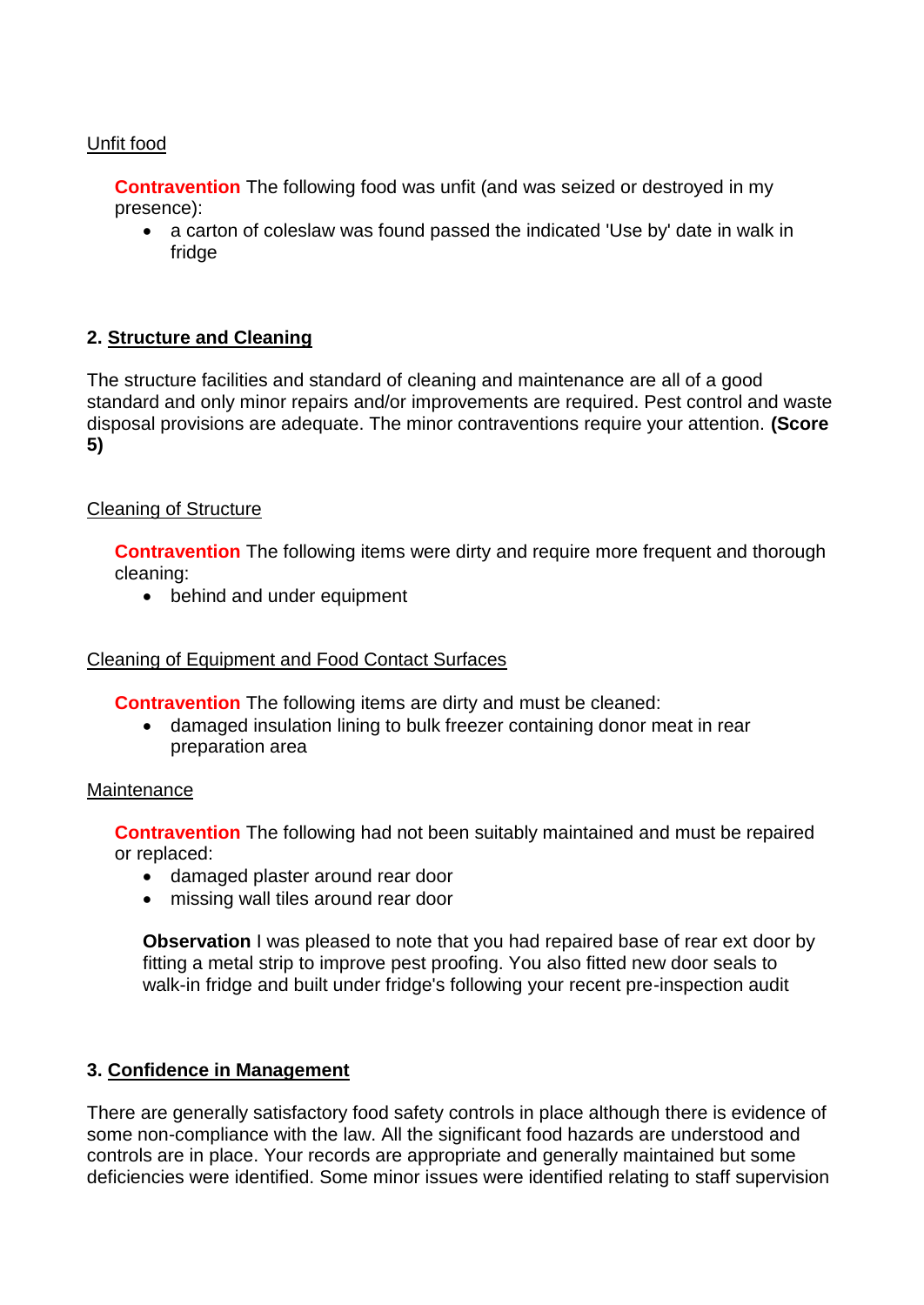Unfit food

**Contravention** The following food was unfit (and was seized or destroyed in my presence):

- a carton of coleslaw was found passed the indicated 'Use by' date in walk in fridge

## 2. Structure and Cleaning

The structure facilities and standard of cleaning and maintenance are all of a good standard and only minor repairs and/or improvements are required. Pest control and waste disposal provisions are adequate. The minor contraventions require your attention. **(Score 5)**

Cleaning of Structure

**Contravention** The following items were dirty and require more frequent and thorough cleaning:

- behind and under equipment

Cleaning of Equipment and Food Contact Surfaces

**Contravention** The following items are dirty and must be cleaned:

- damaged insulation lining to bulk freezer containing donor meat in rear preparation area

Maintenance

**Contravention** The following had not been suitably maintained and must be repaired or replaced:

- damaged plaster around rear door
- missing wall tiles around rear door

**Observation** I was pleased to note that you had repaired base of rear ext door by fitting a metal strip to improve pest proofing. You also fitted new door seals to walk-in fridge and built under fridge's following your recent pre-inspection audit

## 3. Confidence in Management

There are generally satisfactory food safety controls in place although there is evidence of some non-compliance with the law. All the significant food hazards are understood and controls are in place. Your records are appropriate and generally maintained but some deficiencies were identified. Some minor issues were identified relating to staff supervision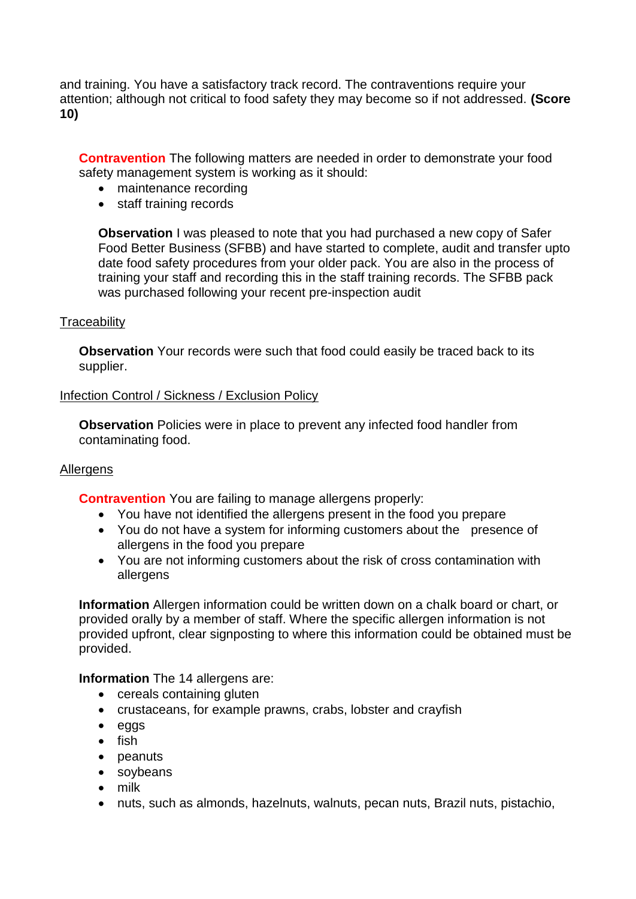and training. You have a satisfactory track record. The contraventions require your attention; although not critical to food safety they may become so if not addressed. **(Score 10)**

**Contravention** The following matters are needed in order to demonstrate your food safety management system is working as it should:

- maintenance recording
- staff training records

**Observation** I was pleased to note that you had purchased a new copy of Safer Food Better Business (SFBB) and have started to complete, audit and transfer upto date food safety procedures from your older pack. You are also in the process of training your staff and recording this in the staff training records. The SFBB pack was purchased following your recent pre-inspection audit

<u>Traceability</u>

**Observation** Your records were such that food could easily be traced back to its supplier.

<u>Infection Control / Sickness / Exclusion Policy</u>

**Observation** Policies were in place to prevent any infected food handler from contaminating food.

<u>Allergens</u>

**Contravention** You are failing to manage allergens properly:

- You have not identified the allergens present in the food you prepare
- You do not have a system for informing customers about the presence of allergens in the food you prepare
- You are not informing customers about the risk of cross contamination with allergens

**Information** Allergen information could be written down on a chalk board or chart, or provided orally by a member of staff. Where the specific allergen information is not provided upfront, clear signposting to where this information could be obtained must be provided.

**Information** The 14 allergens are:

- cereals containing gluten
- crustaceans, for example prawns, crabs, lobster and crayfish
- eggs
- fish
- peanuts
- soybeans
- milk
- nuts, such as almonds, hazelnuts, walnuts, pecan nuts, Brazil nuts, pistachio,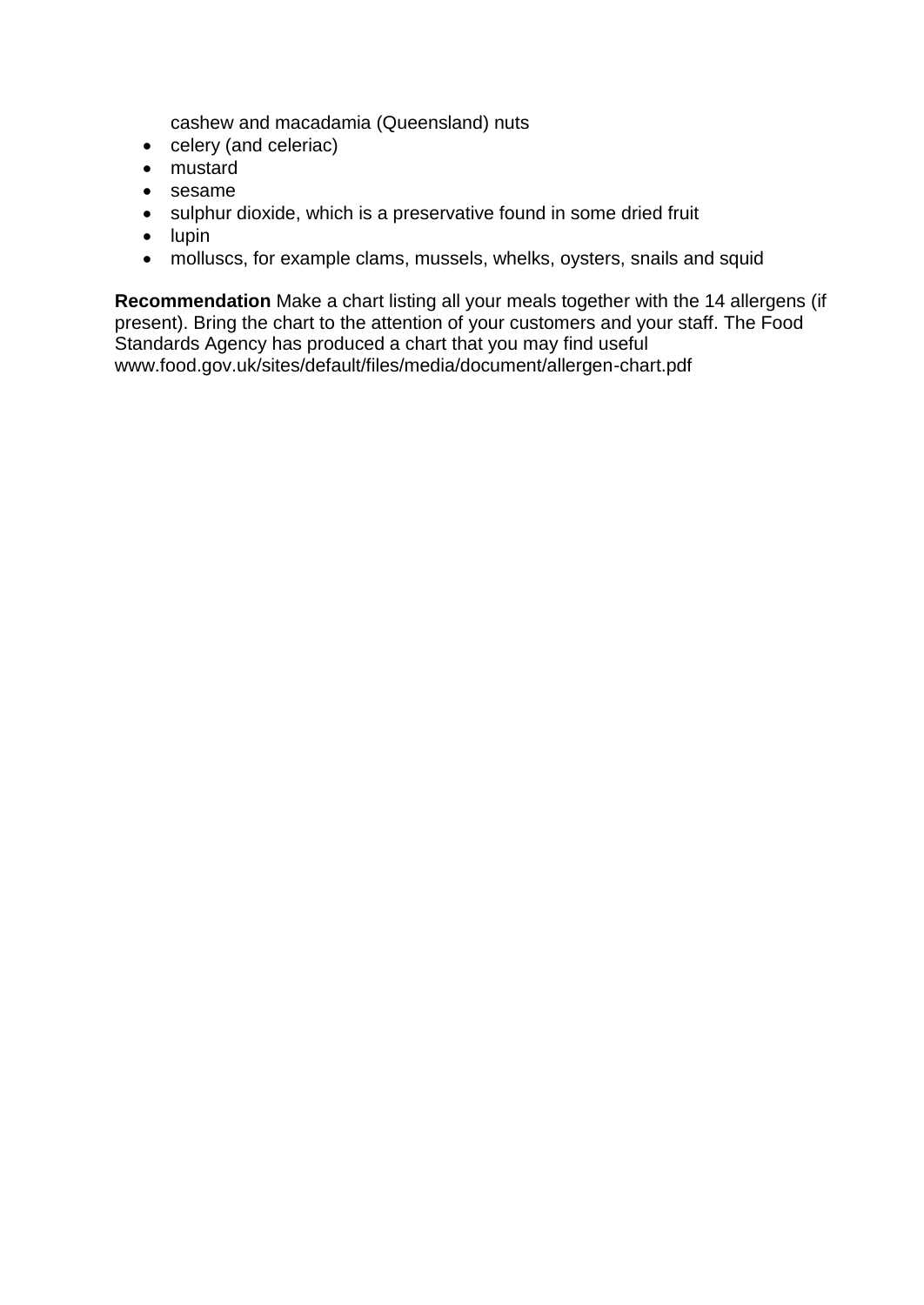cashew and macadamia (Queensland) nuts

- celery (and celeriac)
- mustard
- sesame
- sulphur dioxide, which is a preservative found in some dried fruit
- lupin
- molluscs, for example clams, mussels, whelks, oysters, snails and squid

**Recommendation** Make a chart listing all your meals together with the 14 allergens (if present). Bring the chart to the attention of your customers and your staff. The Food Standards Agency has produced a chart that you may find useful www.food.gov.uk/sites/default/files/media/document/allergen-chart.pdf